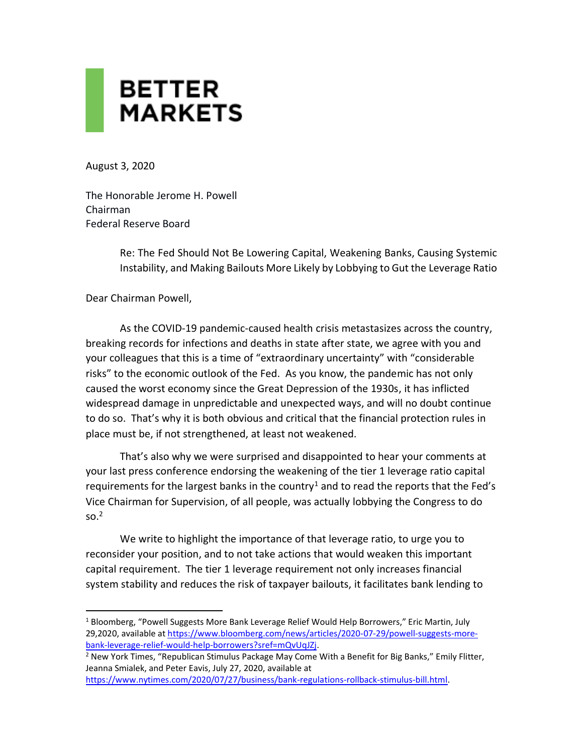**BETTER MARKETS**

August 3, 2020

The Honorable Jerome H. Powell
Chairman
Federal Reserve Board

> Re: The Fed Should Not Be Lowering Capital, Weakening Banks, Causing Systemic Instability, and Making Bailouts More Likely by Lobbying to Gut the Leverage Ratio

Dear Chairman Powell,

As the COVID-19 pandemic-caused health crisis metastasizes across the country, breaking records for infections and deaths in state after state, we agree with you and your colleagues that this is a time of "extraordinary uncertainty" with "considerable risks" to the economic outlook of the Fed. As you know, the pandemic has not only caused the worst economy since the Great Depression of the 1930s, it has inflicted widespread damage in unpredictable and unexpected ways, and will no doubt continue to do so. That's why it is both obvious and critical that the financial protection rules in place must be, if not strengthened, at least not weakened.

That's also why we were surprised and disappointed to hear your comments at your last press conference endorsing the weakening of the tier 1 leverage ratio capital requirements for the largest banks in the country[1] and to read the reports that the Fed's Vice Chairman for Supervision, of all people, was actually lobbying the Congress to do so.[2]

We write to highlight the importance of that leverage ratio, to urge you to reconsider your position, and to not take actions that would weaken this important capital requirement. The tier 1 leverage requirement not only increases financial system stability and reduces the risk of taxpayer bailouts, it facilitates bank lending to

---

[1] Bloomberg, "Powell Suggests More Bank Leverage Relief Would Help Borrowers," Eric Martin, July 29,2020, available at https://www.bloomberg.com/news/articles/2020-07-29/powell-suggests-more-bank-leverage-relief-would-help-borrowers?sref=mQvUqJZj.

[2] New York Times, "Republican Stimulus Package May Come With a Benefit for Big Banks," Emily Flitter, Jeanna Smialek, and Peter Eavis, July 27, 2020, available at https://www.nytimes.com/2020/07/27/business/bank-regulations-rollback-stimulus-bill.html.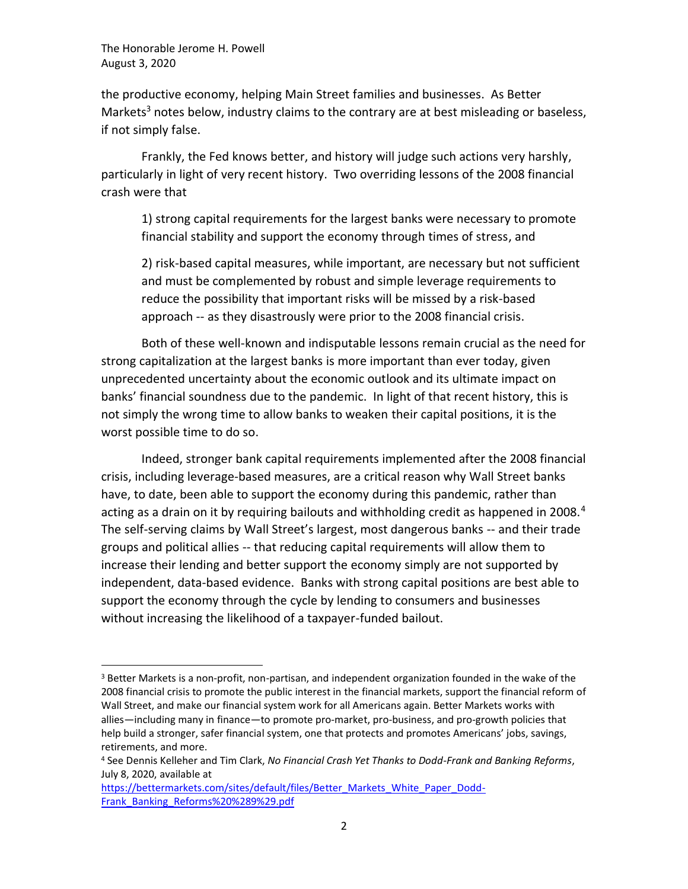the productive economy, helping Main Street families and businesses. As Better Markets[3] notes below, industry claims to the contrary are at best misleading or baseless, if not simply false.

Frankly, the Fed knows better, and history will judge such actions very harshly, particularly in light of very recent history. Two overriding lessons of the 2008 financial crash were that

> 1) strong capital requirements for the largest banks were necessary to promote financial stability and support the economy through times of stress, and
>
> 2) risk-based capital measures, while important, are necessary but not sufficient and must be complemented by robust and simple leverage requirements to reduce the possibility that important risks will be missed by a risk-based approach -- as they disastrously were prior to the 2008 financial crisis.

Both of these well-known and indisputable lessons remain crucial as the need for strong capitalization at the largest banks is more important than ever today, given unprecedented uncertainty about the economic outlook and its ultimate impact on banks' financial soundness due to the pandemic. In light of that recent history, this is not simply the wrong time to allow banks to weaken their capital positions, it is the worst possible time to do so.

Indeed, stronger bank capital requirements implemented after the 2008 financial crisis, including leverage-based measures, are a critical reason why Wall Street banks have, to date, been able to support the economy during this pandemic, rather than acting as a drain on it by requiring bailouts and withholding credit as happened in 2008.[4] The self-serving claims by Wall Street's largest, most dangerous banks -- and their trade groups and political allies -- that reducing capital requirements will allow them to increase their lending and better support the economy simply are not supported by independent, data-based evidence. Banks with strong capital positions are best able to support the economy through the cycle by lending to consumers and businesses without increasing the likelihood of a taxpayer-funded bailout.

---

[3] Better Markets is a non-profit, non-partisan, and independent organization founded in the wake of the 2008 financial crisis to promote the public interest in the financial markets, support the financial reform of Wall Street, and make our financial system work for all Americans again. Better Markets works with allies—including many in finance—to promote pro-market, pro-business, and pro-growth policies that help build a stronger, safer financial system, one that protects and promotes Americans' jobs, savings, retirements, and more.

[4] See Dennis Kelleher and Tim Clark, *No Financial Crash Yet Thanks to Dodd-Frank and Banking Reforms*, July 8, 2020, available at https://bettermarkets.com/sites/default/files/Better_Markets_White_Paper_Dodd-Frank_Banking_Reforms%20%289%29.pdf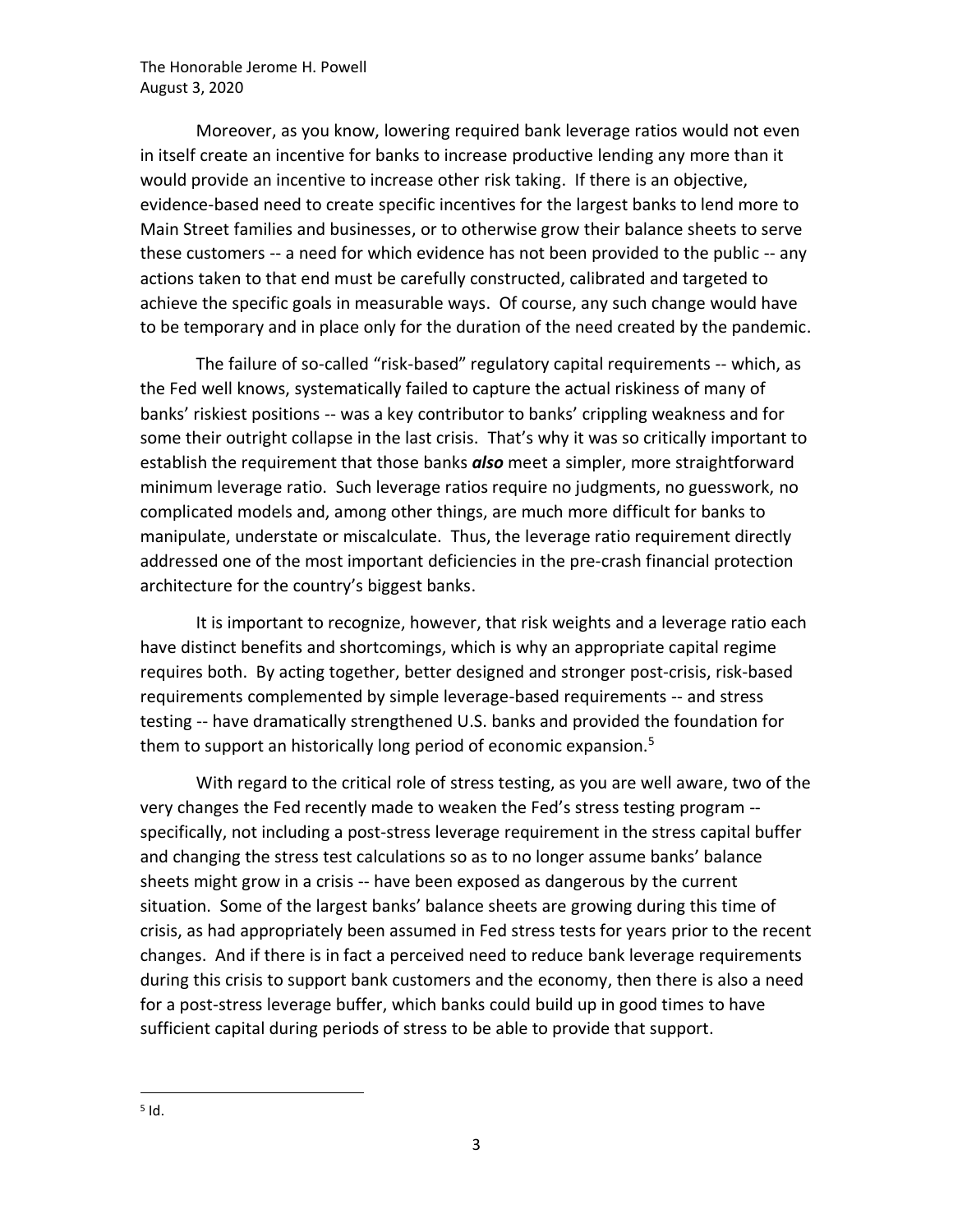Moreover, as you know, lowering required bank leverage ratios would not even in itself create an incentive for banks to increase productive lending any more than it would provide an incentive to increase other risk taking. If there is an objective, evidence-based need to create specific incentives for the largest banks to lend more to Main Street families and businesses, or to otherwise grow their balance sheets to serve these customers -- a need for which evidence has not been provided to the public -- any actions taken to that end must be carefully constructed, calibrated and targeted to achieve the specific goals in measurable ways. Of course, any such change would have to be temporary and in place only for the duration of the need created by the pandemic.

The failure of so-called "risk-based" regulatory capital requirements -- which, as the Fed well knows, systematically failed to capture the actual riskiness of many of banks' riskiest positions -- was a key contributor to banks' crippling weakness and for some their outright collapse in the last crisis. That's why it was so critically important to establish the requirement that those banks ***also*** meet a simpler, more straightforward minimum leverage ratio. Such leverage ratios require no judgments, no guesswork, no complicated models and, among other things, are much more difficult for banks to manipulate, understate or miscalculate. Thus, the leverage ratio requirement directly addressed one of the most important deficiencies in the pre-crash financial protection architecture for the country's biggest banks.

It is important to recognize, however, that risk weights and a leverage ratio each have distinct benefits and shortcomings, which is why an appropriate capital regime requires both. By acting together, better designed and stronger post-crisis, risk-based requirements complemented by simple leverage-based requirements -- and stress testing -- have dramatically strengthened U.S. banks and provided the foundation for them to support an historically long period of economic expansion.[5]

With regard to the critical role of stress testing, as you are well aware, two of the very changes the Fed recently made to weaken the Fed's stress testing program -- specifically, not including a post-stress leverage requirement in the stress capital buffer and changing the stress test calculations so as to no longer assume banks' balance sheets might grow in a crisis -- have been exposed as dangerous by the current situation. Some of the largest banks' balance sheets are growing during this time of crisis, as had appropriately been assumed in Fed stress tests for years prior to the recent changes. And if there is in fact a perceived need to reduce bank leverage requirements during this crisis to support bank customers and the economy, then there is also a need for a post-stress leverage buffer, which banks could build up in good times to have sufficient capital during periods of stress to be able to provide that support.

[5] Id.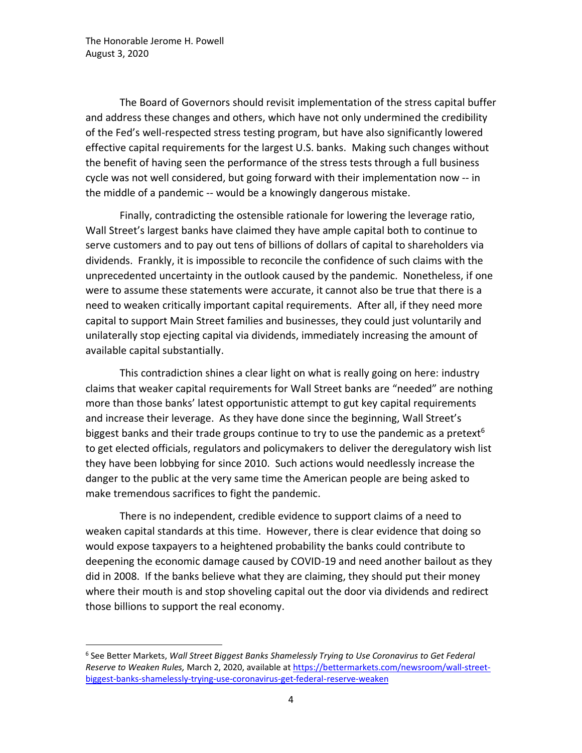The Board of Governors should revisit implementation of the stress capital buffer and address these changes and others, which have not only undermined the credibility of the Fed's well-respected stress testing program, but have also significantly lowered effective capital requirements for the largest U.S. banks. Making such changes without the benefit of having seen the performance of the stress tests through a full business cycle was not well considered, but going forward with their implementation now -- in the middle of a pandemic -- would be a knowingly dangerous mistake.

Finally, contradicting the ostensible rationale for lowering the leverage ratio, Wall Street's largest banks have claimed they have ample capital both to continue to serve customers and to pay out tens of billions of dollars of capital to shareholders via dividends. Frankly, it is impossible to reconcile the confidence of such claims with the unprecedented uncertainty in the outlook caused by the pandemic. Nonetheless, if one were to assume these statements were accurate, it cannot also be true that there is a need to weaken critically important capital requirements. After all, if they need more capital to support Main Street families and businesses, they could just voluntarily and unilaterally stop ejecting capital via dividends, immediately increasing the amount of available capital substantially.

This contradiction shines a clear light on what is really going on here: industry claims that weaker capital requirements for Wall Street banks are "needed" are nothing more than those banks' latest opportunistic attempt to gut key capital requirements and increase their leverage. As they have done since the beginning, Wall Street's biggest banks and their trade groups continue to try to use the pandemic as a pretext[6] to get elected officials, regulators and policymakers to deliver the deregulatory wish list they have been lobbying for since 2010. Such actions would needlessly increase the danger to the public at the very same time the American people are being asked to make tremendous sacrifices to fight the pandemic.

There is no independent, credible evidence to support claims of a need to weaken capital standards at this time. However, there is clear evidence that doing so would expose taxpayers to a heightened probability the banks could contribute to deepening the economic damage caused by COVID-19 and need another bailout as they did in 2008. If the banks believe what they are claiming, they should put their money where their mouth is and stop shoveling capital out the door via dividends and redirect those billions to support the real economy.

[6] See Better Markets, *Wall Street Biggest Banks Shamelessly Trying to Use Coronavirus to Get Federal Reserve to Weaken Rules,* March 2, 2020, available at https://bettermarkets.com/newsroom/wall-street-biggest-banks-shamelessly-trying-use-coronavirus-get-federal-reserve-weaken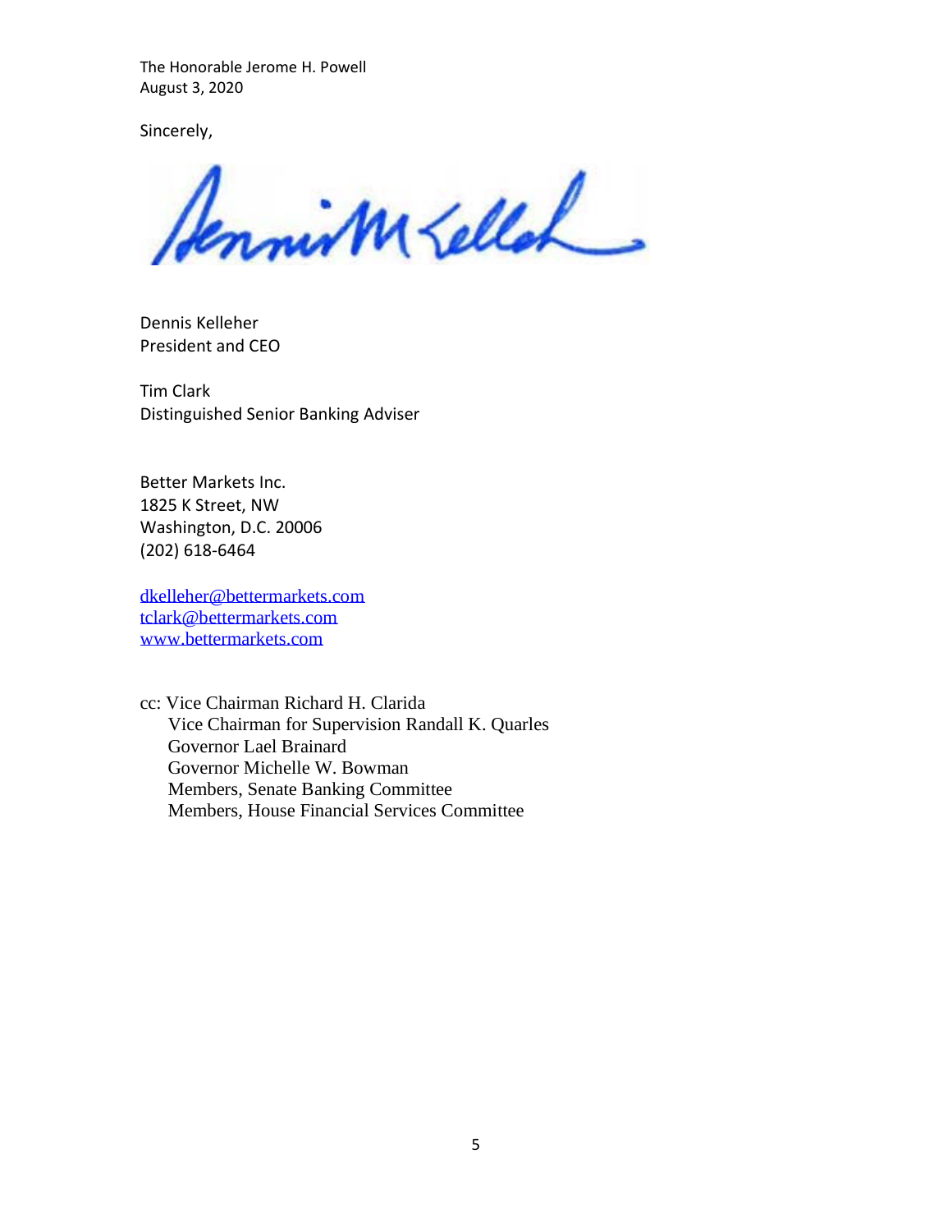The Honorable Jerome H. Powell
August 3, 2020

Sincerely,

Dennis Kelleher
President and CEO

Tim Clark
Distinguished Senior Banking Adviser

Better Markets Inc.
1825 K Street, NW
Washington, D.C. 20006
(202) 618-6464

dkelleher@bettermarkets.com
tclark@bettermarkets.com
www.bettermarkets.com

cc: Vice Chairman Richard H. Clarida
Vice Chairman for Supervision Randall K. Quarles
Governor Lael Brainard
Governor Michelle W. Bowman
Members, Senate Banking Committee
Members, House Financial Services Committee